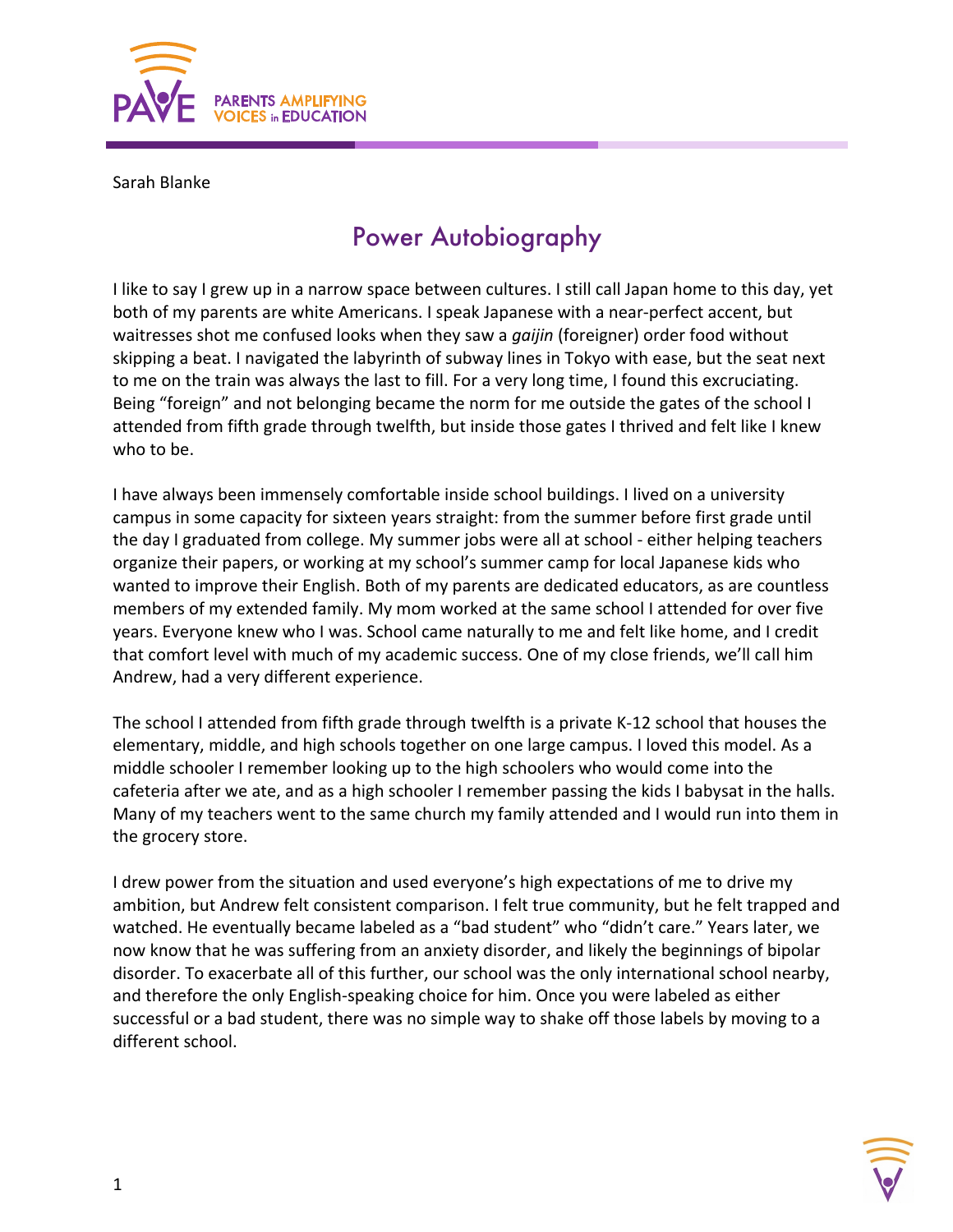Sarah Blanke

# Power Autobiography

I like to say I grew up in a narrow space between cultures. I still call Japan home to this day, yet both of my parents are white Americans. I speak Japanese with a near-perfect accent, but waitresses shot me confused looks when they saw a *gaijin* (foreigner) order food without skipping a beat. I navigated the labyrinth of subway lines in Tokyo with ease, but the seat next to me on the train was always the last to fill. For a very long time, I found this excruciating. Being "foreign" and not belonging became the norm for me outside the gates of the school I attended from fifth grade through twelfth, but inside those gates I thrived and felt like I knew who to be.

I have always been immensely comfortable inside school buildings. I lived on a university campus in some capacity for sixteen years straight: from the summer before first grade until the day I graduated from college. My summer jobs were all at school - either helping teachers organize their papers, or working at my school's summer camp for local Japanese kids who wanted to improve their English. Both of my parents are dedicated educators, as are countless members of my extended family. My mom worked at the same school I attended for over five years. Everyone knew who I was. School came naturally to me and felt like home, and I credit that comfort level with much of my academic success. One of my close friends, we'll call him Andrew, had a very different experience.

The school I attended from fifth grade through twelfth is a private K-12 school that houses the elementary, middle, and high schools together on one large campus. I loved this model. As a middle schooler I remember looking up to the high schoolers who would come into the cafeteria after we ate, and as a high schooler I remember passing the kids I babysat in the halls. Many of my teachers went to the same church my family attended and I would run into them in the grocery store.

I drew power from the situation and used everyone's high expectations of me to drive my ambition, but Andrew felt consistent comparison. I felt true community, but he felt trapped and watched. He eventually became labeled as a "bad student" who "didn't care." Years later, we now know that he was suffering from an anxiety disorder, and likely the beginnings of bipolar disorder. To exacerbate all of this further, our school was the only international school nearby, and therefore the only English-speaking choice for him. Once you were labeled as either successful or a bad student, there was no simple way to shake off those labels by moving to a different school.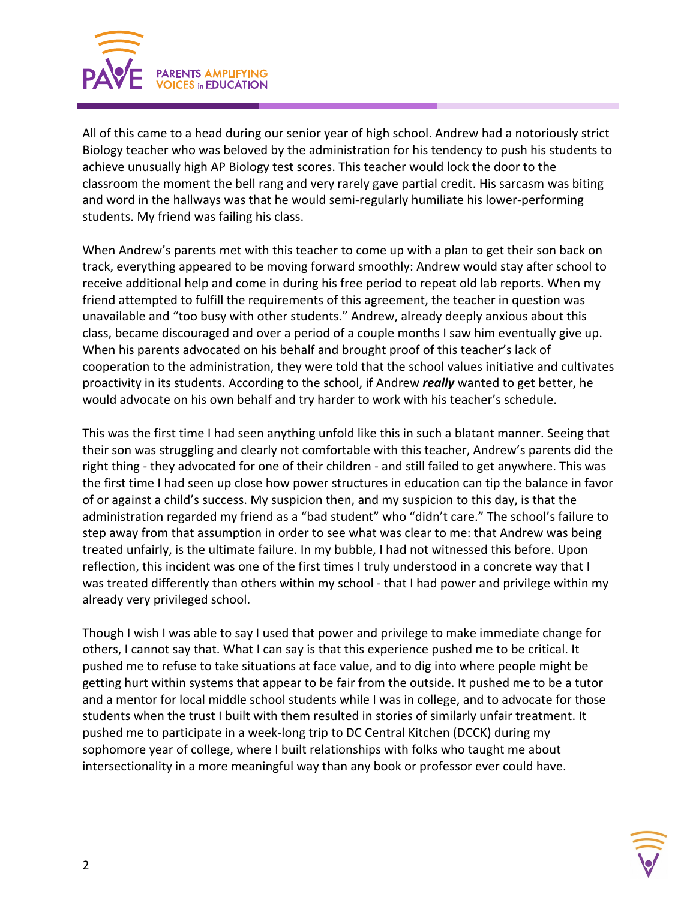All of this came to a head during our senior year of high school. Andrew had a notoriously strict Biology teacher who was beloved by the administration for his tendency to push his students to achieve unusually high AP Biology test scores. This teacher would lock the door to the classroom the moment the bell rang and very rarely gave partial credit. His sarcasm was biting and word in the hallways was that he would semi-regularly humiliate his lower-performing students. My friend was failing his class.

When Andrew's parents met with this teacher to come up with a plan to get their son back on track, everything appeared to be moving forward smoothly: Andrew would stay after school to receive additional help and come in during his free period to repeat old lab reports. When my friend attempted to fulfill the requirements of this agreement, the teacher in question was unavailable and "too busy with other students." Andrew, already deeply anxious about this class, became discouraged and over a period of a couple months I saw him eventually give up. When his parents advocated on his behalf and brought proof of this teacher's lack of cooperation to the administration, they were told that the school values initiative and cultivates proactivity in its students. According to the school, if Andrew ***really*** wanted to get better, he would advocate on his own behalf and try harder to work with his teacher's schedule.

This was the first time I had seen anything unfold like this in such a blatant manner. Seeing that their son was struggling and clearly not comfortable with this teacher, Andrew's parents did the right thing - they advocated for one of their children - and still failed to get anywhere. This was the first time I had seen up close how power structures in education can tip the balance in favor of or against a child's success. My suspicion then, and my suspicion to this day, is that the administration regarded my friend as a "bad student" who "didn't care." The school's failure to step away from that assumption in order to see what was clear to me: that Andrew was being treated unfairly, is the ultimate failure. In my bubble, I had not witnessed this before. Upon reflection, this incident was one of the first times I truly understood in a concrete way that I was treated differently than others within my school - that I had power and privilege within my already very privileged school.

Though I wish I was able to say I used that power and privilege to make immediate change for others, I cannot say that. What I can say is that this experience pushed me to be critical. It pushed me to refuse to take situations at face value, and to dig into where people might be getting hurt within systems that appear to be fair from the outside. It pushed me to be a tutor and a mentor for local middle school students while I was in college, and to advocate for those students when the trust I built with them resulted in stories of similarly unfair treatment. It pushed me to participate in a week-long trip to DC Central Kitchen (DCCK) during my sophomore year of college, where I built relationships with folks who taught me about intersectionality in a more meaningful way than any book or professor ever could have.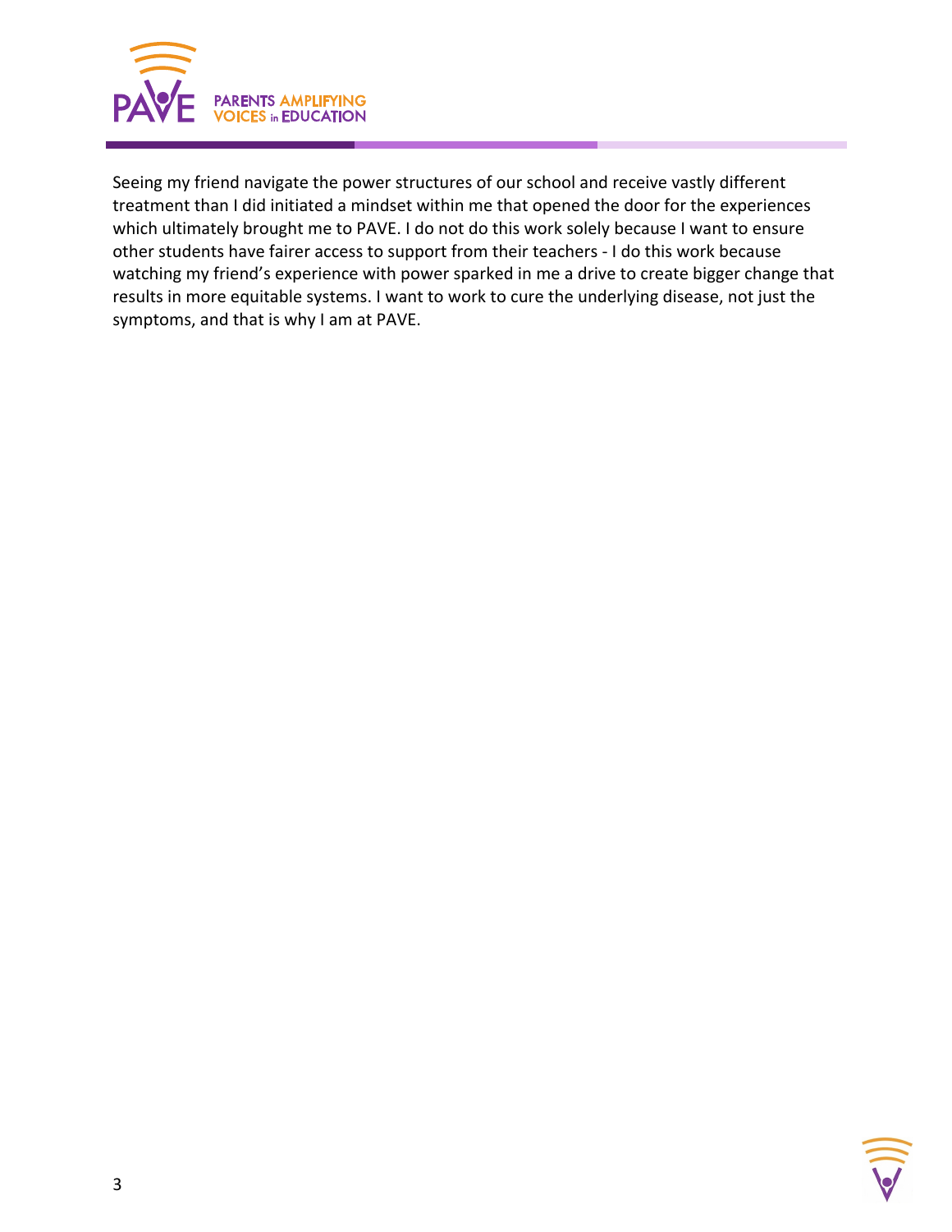Seeing my friend navigate the power structures of our school and receive vastly different treatment than I did initiated a mindset within me that opened the door for the experiences which ultimately brought me to PAVE. I do not do this work solely because I want to ensure other students have fairer access to support from their teachers - I do this work because watching my friend's experience with power sparked in me a drive to create bigger change that results in more equitable systems. I want to work to cure the underlying disease, not just the symptoms, and that is why I am at PAVE.